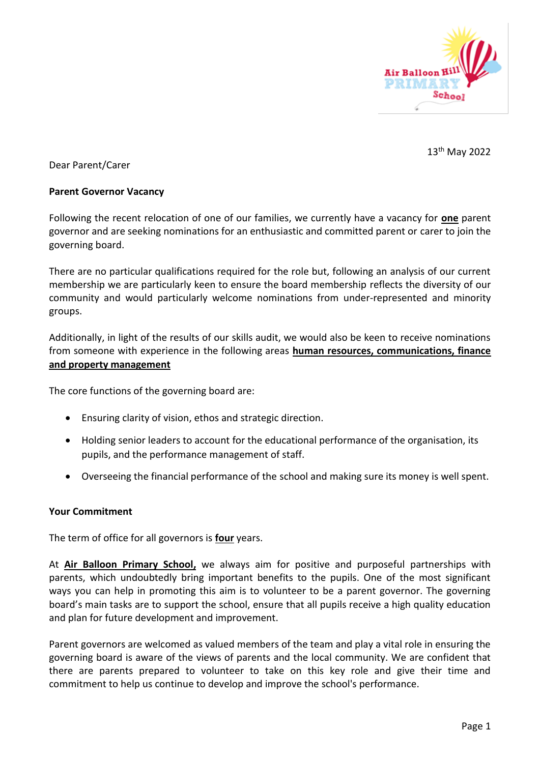13th May 2022

Dear Parent/Carer

**Parent Governor Vacancy**

Following the recent relocation of one of our families, we currently have a vacancy for **one** parent governor and are seeking nominations for an enthusiastic and committed parent or carer to join the governing board.

There are no particular qualifications required for the role but, following an analysis of our current membership we are particularly keen to ensure the board membership reflects the diversity of our community and would particularly welcome nominations from under-represented and minority groups.

Additionally, in light of the results of our skills audit, we would also be keen to receive nominations from someone with experience in the following areas **human resources, communications, finance and property management**

The core functions of the governing board are:

- Ensuring clarity of vision, ethos and strategic direction.
- Holding senior leaders to account for the educational performance of the organisation, its pupils, and the performance management of staff.
- Overseeing the financial performance of the school and making sure its money is well spent.

**Your Commitment**

The term of office for all governors is **four** years.

At **Air Balloon Primary School,** we always aim for positive and purposeful partnerships with parents, which undoubtedly bring important benefits to the pupils. One of the most significant ways you can help in promoting this aim is to volunteer to be a parent governor. The governing board's main tasks are to support the school, ensure that all pupils receive a high quality education and plan for future development and improvement.

Parent governors are welcomed as valued members of the team and play a vital role in ensuring the governing board is aware of the views of parents and the local community. We are confident that there are parents prepared to volunteer to take on this key role and give their time and commitment to help us continue to develop and improve the school's performance.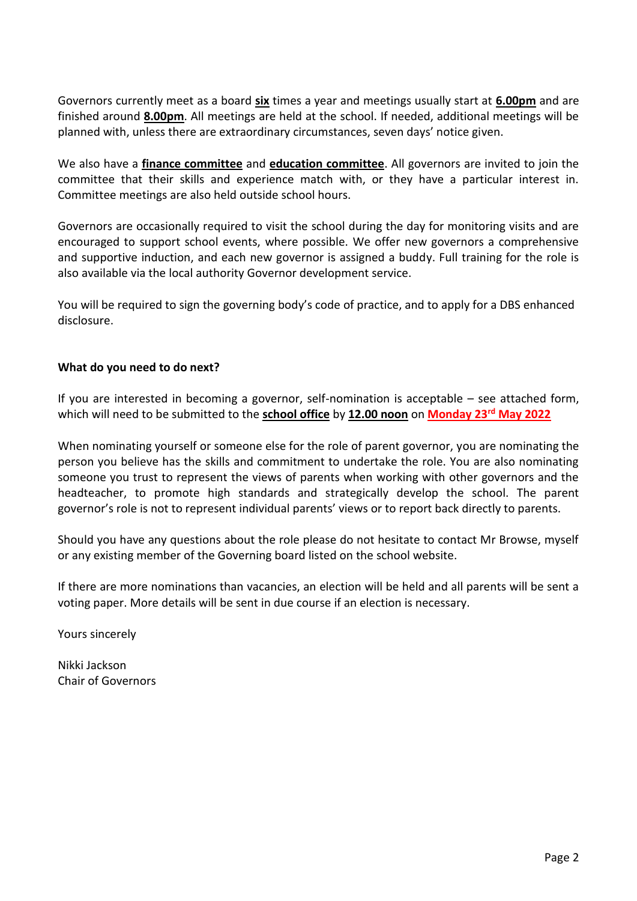Governors currently meet as a board **six** times a year and meetings usually start at **6.00pm** and are finished around **8.00pm**. All meetings are held at the school. If needed, additional meetings will be planned with, unless there are extraordinary circumstances, seven days' notice given.

We also have a **finance committee** and **education committee**. All governors are invited to join the committee that their skills and experience match with, or they have a particular interest in. Committee meetings are also held outside school hours.

Governors are occasionally required to visit the school during the day for monitoring visits and are encouraged to support school events, where possible. We offer new governors a comprehensive and supportive induction, and each new governor is assigned a buddy. Full training for the role is also available via the local authority Governor development service.

You will be required to sign the governing body's code of practice, and to apply for a DBS enhanced disclosure.

**What do you need to do next?**

If you are interested in becoming a governor, self-nomination is acceptable – see attached form, which will need to be submitted to the **school office** by **12.00 noon** on **Monday 23rd May 2022**

When nominating yourself or someone else for the role of parent governor, you are nominating the person you believe has the skills and commitment to undertake the role. You are also nominating someone you trust to represent the views of parents when working with other governors and the headteacher, to promote high standards and strategically develop the school. The parent governor's role is not to represent individual parents' views or to report back directly to parents.

Should you have any questions about the role please do not hesitate to contact Mr Browse, myself or any existing member of the Governing board listed on the school website.

If there are more nominations than vacancies, an election will be held and all parents will be sent a voting paper. More details will be sent in due course if an election is necessary.

Yours sincerely

Nikki Jackson
Chair of Governors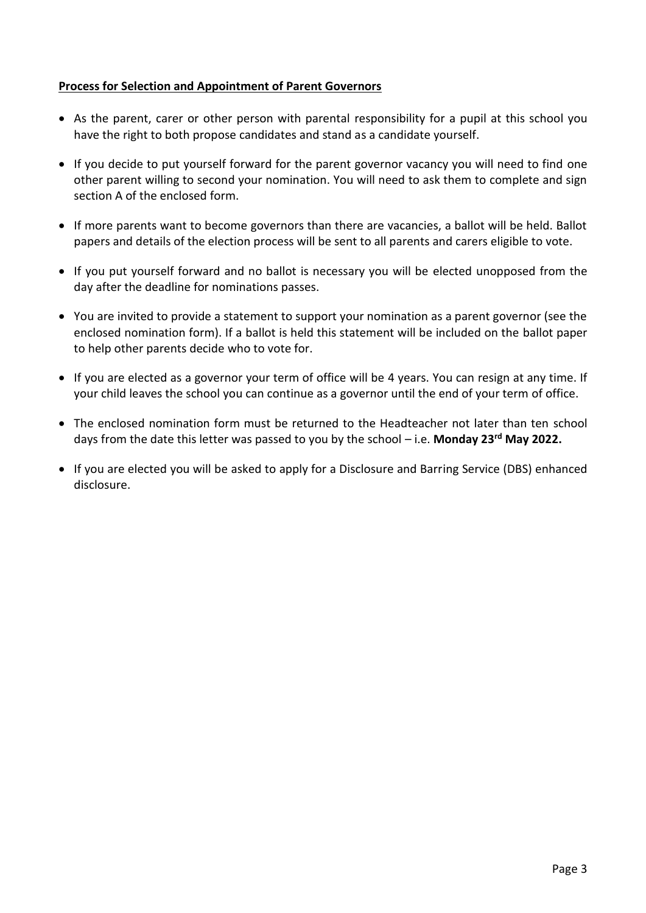**Process for Selection and Appointment of Parent Governors**

- As the parent, carer or other person with parental responsibility for a pupil at this school you have the right to both propose candidates and stand as a candidate yourself.
- If you decide to put yourself forward for the parent governor vacancy you will need to find one other parent willing to second your nomination. You will need to ask them to complete and sign section A of the enclosed form.
- If more parents want to become governors than there are vacancies, a ballot will be held. Ballot papers and details of the election process will be sent to all parents and carers eligible to vote.
- If you put yourself forward and no ballot is necessary you will be elected unopposed from the day after the deadline for nominations passes.
- You are invited to provide a statement to support your nomination as a parent governor (see the enclosed nomination form). If a ballot is held this statement will be included on the ballot paper to help other parents decide who to vote for.
- If you are elected as a governor your term of office will be 4 years. You can resign at any time. If your child leaves the school you can continue as a governor until the end of your term of office.
- The enclosed nomination form must be returned to the Headteacher not later than ten school days from the date this letter was passed to you by the school – i.e. **Monday 23rd May 2022.**
- If you are elected you will be asked to apply for a Disclosure and Barring Service (DBS) enhanced disclosure.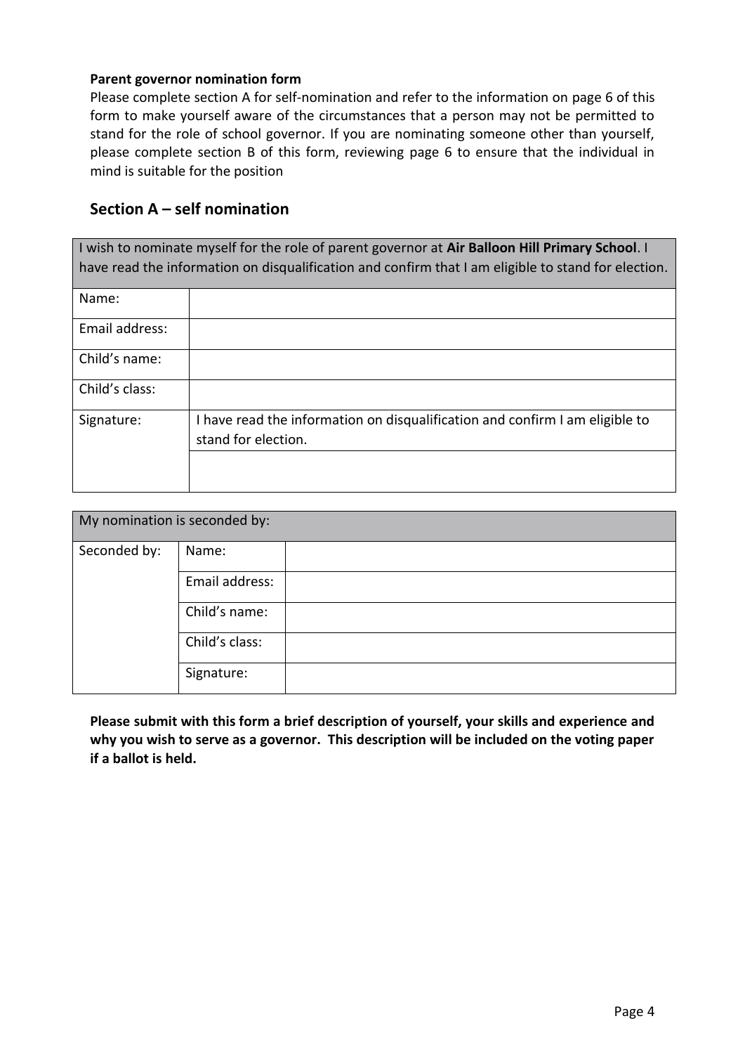**Parent governor nomination form**

Please complete section A for self-nomination and refer to the information on page 6 of this form to make yourself aware of the circumstances that a person may not be permitted to stand for the role of school governor. If you are nominating someone other than yourself, please complete section B of this form, reviewing page 6 to ensure that the individual in mind is suitable for the position

## Section A – self nomination

| I wish to nominate myself for the role of parent governor at **Air Balloon Hill Primary School**. I have read the information on disqualification and confirm that I am eligible to stand for election. | |
|---|---|
| Name: | |
| Email address: | |
| Child's name: | |
| Child's class: | |
| Signature: | I have read the information on disqualification and confirm I am eligible to stand for election. |
| | |

| My nomination is seconded by: | | |
|---|---|---|
| Seconded by: | Name: | |
| | Email address: | |
| | Child's name: | |
| | Child's class: | |
| | Signature: | |

**Please submit with this form a brief description of yourself, your skills and experience and why you wish to serve as a governor. This description will be included on the voting paper if a ballot is held.**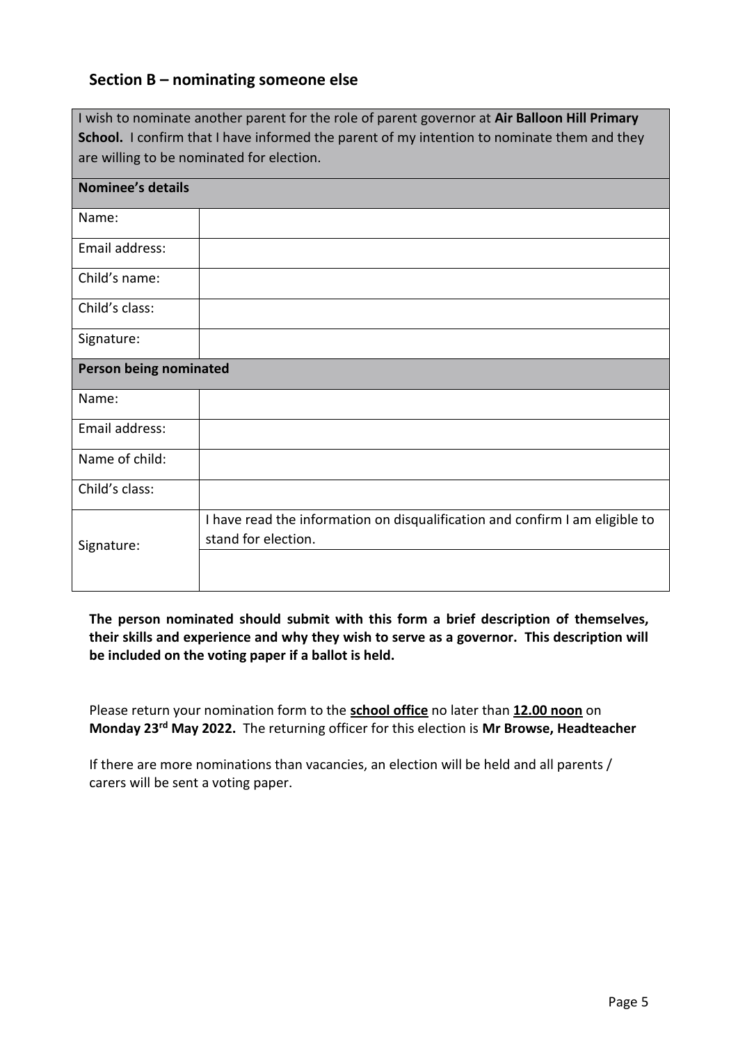## Section B – nominating someone else

| I wish to nominate another parent for the role of parent governor at **Air Balloon Hill Primary School.** I confirm that I have informed the parent of my intention to nominate them and they are willing to be nominated for election. | |
|---|---|
| **Nominee's details** | |
| Name: | |
| Email address: | |
| Child's name: | |
| Child's class: | |
| Signature: | |
| **Person being nominated** | |
| Name: | |
| Email address: | |
| Name of child: | |
| Child's class: | |
| Signature: | I have read the information on disqualification and confirm I am eligible to stand for election. |
| | |

**The person nominated should submit with this form a brief description of themselves, their skills and experience and why they wish to serve as a governor. This description will be included on the voting paper if a ballot is held.**

Please return your nomination form to the **school office** no later than **12.00 noon** on **Monday 23rd May 2022.** The returning officer for this election is **Mr Browse, Headteacher**

If there are more nominations than vacancies, an election will be held and all parents / carers will be sent a voting paper.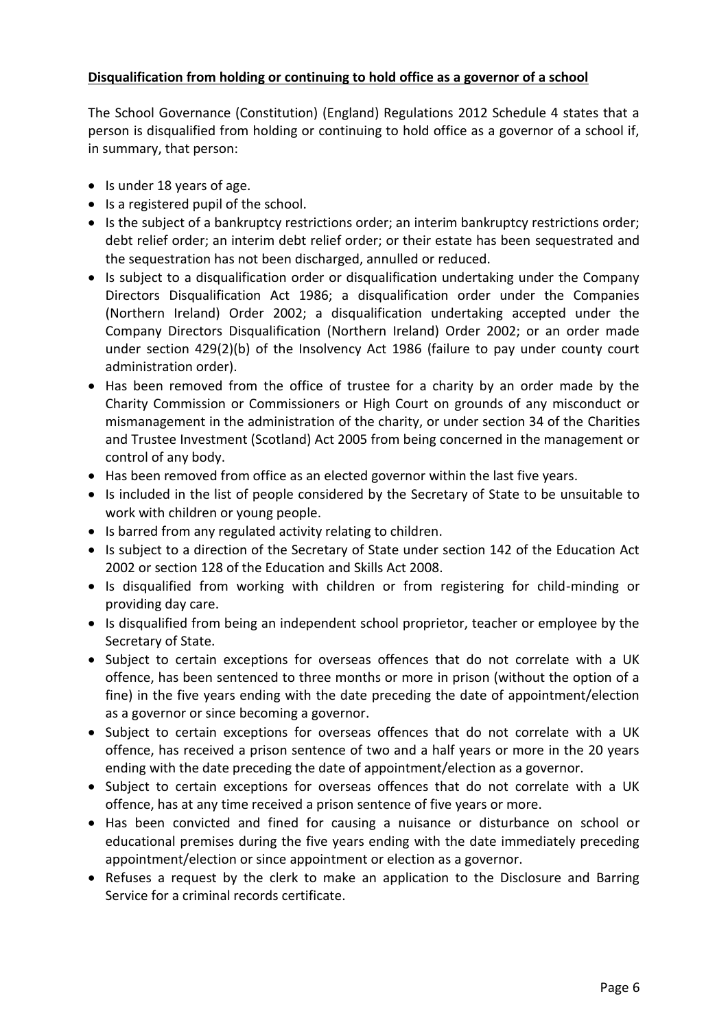**Disqualification from holding or continuing to hold office as a governor of a school**

The School Governance (Constitution) (England) Regulations 2012 Schedule 4 states that a person is disqualified from holding or continuing to hold office as a governor of a school if, in summary, that person:

- Is under 18 years of age.
- Is a registered pupil of the school.
- Is the subject of a bankruptcy restrictions order; an interim bankruptcy restrictions order; debt relief order; an interim debt relief order; or their estate has been sequestrated and the sequestration has not been discharged, annulled or reduced.
- Is subject to a disqualification order or disqualification undertaking under the Company Directors Disqualification Act 1986; a disqualification order under the Companies (Northern Ireland) Order 2002; a disqualification undertaking accepted under the Company Directors Disqualification (Northern Ireland) Order 2002; or an order made under section 429(2)(b) of the Insolvency Act 1986 (failure to pay under county court administration order).
- Has been removed from the office of trustee for a charity by an order made by the Charity Commission or Commissioners or High Court on grounds of any misconduct or mismanagement in the administration of the charity, or under section 34 of the Charities and Trustee Investment (Scotland) Act 2005 from being concerned in the management or control of any body.
- Has been removed from office as an elected governor within the last five years.
- Is included in the list of people considered by the Secretary of State to be unsuitable to work with children or young people.
- Is barred from any regulated activity relating to children.
- Is subject to a direction of the Secretary of State under section 142 of the Education Act 2002 or section 128 of the Education and Skills Act 2008.
- Is disqualified from working with children or from registering for child-minding or providing day care.
- Is disqualified from being an independent school proprietor, teacher or employee by the Secretary of State.
- Subject to certain exceptions for overseas offences that do not correlate with a UK offence, has been sentenced to three months or more in prison (without the option of a fine) in the five years ending with the date preceding the date of appointment/election as a governor or since becoming a governor.
- Subject to certain exceptions for overseas offences that do not correlate with a UK offence, has received a prison sentence of two and a half years or more in the 20 years ending with the date preceding the date of appointment/election as a governor.
- Subject to certain exceptions for overseas offences that do not correlate with a UK offence, has at any time received a prison sentence of five years or more.
- Has been convicted and fined for causing a nuisance or disturbance on school or educational premises during the five years ending with the date immediately preceding appointment/election or since appointment or election as a governor.
- Refuses a request by the clerk to make an application to the Disclosure and Barring Service for a criminal records certificate.